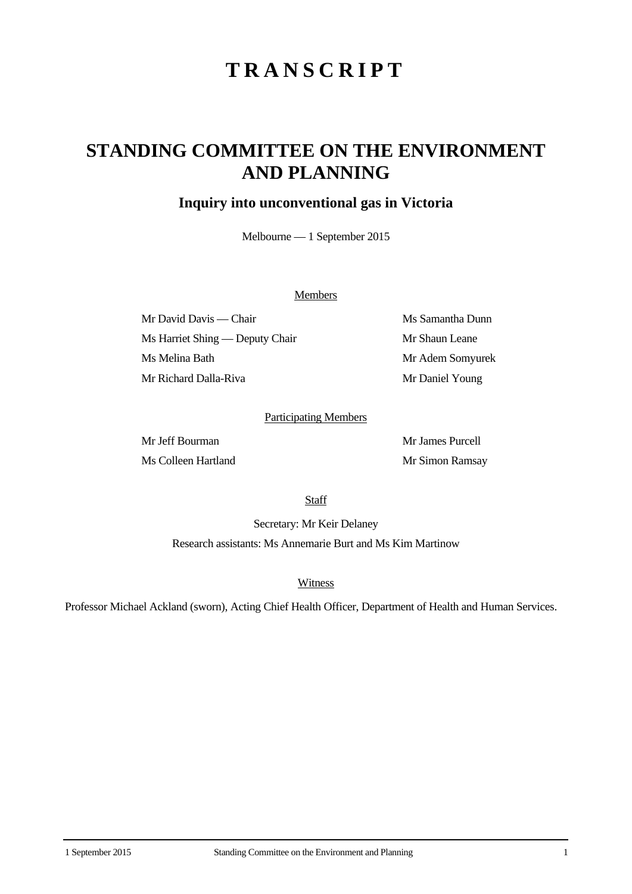# TRANSCRIPT

## STANDING COMMITTEE ON THE ENVIRONMENT AND PLANNING

### Inquiry into unconventional gas in Victoria

Melbourne — 1 September 2015

Members

Mr David Davis — Chair

Ms Harriet Shing — Deputy Chair

Ms Melina Bath

Mr Richard Dalla-Riva

Ms Samantha Dunn

Mr Shaun Leane

Mr Adem Somyurek

Mr Daniel Young

Participating Members

Mr Jeff Bourman

Ms Colleen Hartland

Mr James Purcell

Mr Simon Ramsay

Staff

Secretary: Mr Keir Delaney

Research assistants: Ms Annemarie Burt and Ms Kim Martinow

Witness

Professor Michael Ackland (sworn), Acting Chief Health Officer, Department of Health and Human Services.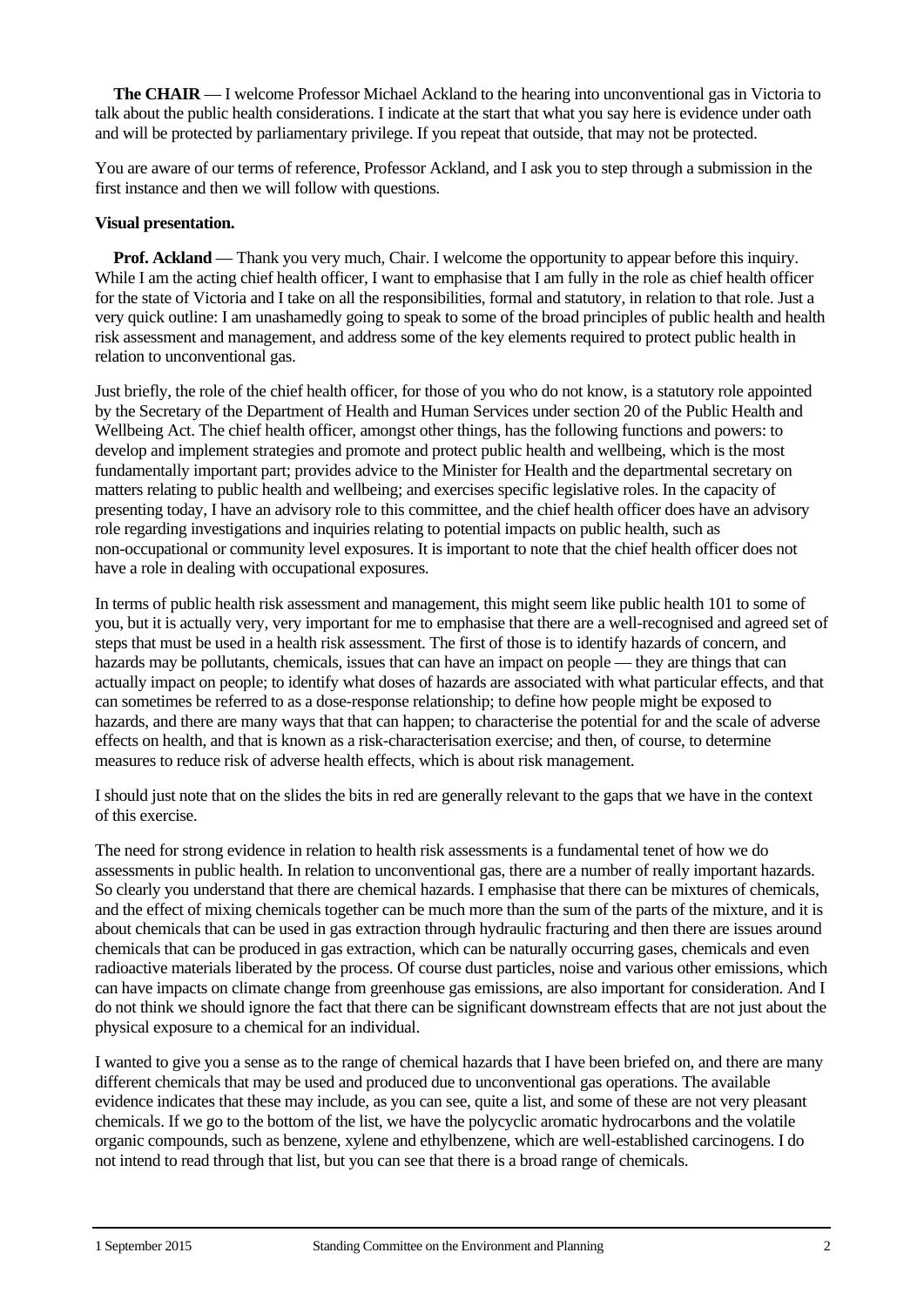**The CHAIR** — I welcome Professor Michael Ackland to the hearing into unconventional gas in Victoria to talk about the public health considerations. I indicate at the start that what you say here is evidence under oath and will be protected by parliamentary privilege. If you repeat that outside, that may not be protected.

You are aware of our terms of reference, Professor Ackland, and I ask you to step through a submission in the first instance and then we will follow with questions.

**Visual presentation.**

**Prof. Ackland** — Thank you very much, Chair. I welcome the opportunity to appear before this inquiry. While I am the acting chief health officer, I want to emphasise that I am fully in the role as chief health officer for the state of Victoria and I take on all the responsibilities, formal and statutory, in relation to that role. Just a very quick outline: I am unashamedly going to speak to some of the broad principles of public health and health risk assessment and management, and address some of the key elements required to protect public health in relation to unconventional gas.

Just briefly, the role of the chief health officer, for those of you who do not know, is a statutory role appointed by the Secretary of the Department of Health and Human Services under section 20 of the Public Health and Wellbeing Act. The chief health officer, amongst other things, has the following functions and powers: to develop and implement strategies and promote and protect public health and wellbeing, which is the most fundamentally important part; provides advice to the Minister for Health and the departmental secretary on matters relating to public health and wellbeing; and exercises specific legislative roles. In the capacity of presenting today, I have an advisory role to this committee, and the chief health officer does have an advisory role regarding investigations and inquiries relating to potential impacts on public health, such as non-occupational or community level exposures. It is important to note that the chief health officer does not have a role in dealing with occupational exposures.

In terms of public health risk assessment and management, this might seem like public health 101 to some of you, but it is actually very, very important for me to emphasise that there are a well-recognised and agreed set of steps that must be used in a health risk assessment. The first of those is to identify hazards of concern, and hazards may be pollutants, chemicals, issues that can have an impact on people — they are things that can actually impact on people; to identify what doses of hazards are associated with what particular effects, and that can sometimes be referred to as a dose-response relationship; to define how people might be exposed to hazards, and there are many ways that that can happen; to characterise the potential for and the scale of adverse effects on health, and that is known as a risk-characterisation exercise; and then, of course, to determine measures to reduce risk of adverse health effects, which is about risk management.

I should just note that on the slides the bits in red are generally relevant to the gaps that we have in the context of this exercise.

The need for strong evidence in relation to health risk assessments is a fundamental tenet of how we do assessments in public health. In relation to unconventional gas, there are a number of really important hazards. So clearly you understand that there are chemical hazards. I emphasise that there can be mixtures of chemicals, and the effect of mixing chemicals together can be much more than the sum of the parts of the mixture, and it is about chemicals that can be used in gas extraction through hydraulic fracturing and then there are issues around chemicals that can be produced in gas extraction, which can be naturally occurring gases, chemicals and even radioactive materials liberated by the process. Of course dust particles, noise and various other emissions, which can have impacts on climate change from greenhouse gas emissions, are also important for consideration. And I do not think we should ignore the fact that there can be significant downstream effects that are not just about the physical exposure to a chemical for an individual.

I wanted to give you a sense as to the range of chemical hazards that I have been briefed on, and there are many different chemicals that may be used and produced due to unconventional gas operations. The available evidence indicates that these may include, as you can see, quite a list, and some of these are not very pleasant chemicals. If we go to the bottom of the list, we have the polycyclic aromatic hydrocarbons and the volatile organic compounds, such as benzene, xylene and ethylbenzene, which are well-established carcinogens. I do not intend to read through that list, but you can see that there is a broad range of chemicals.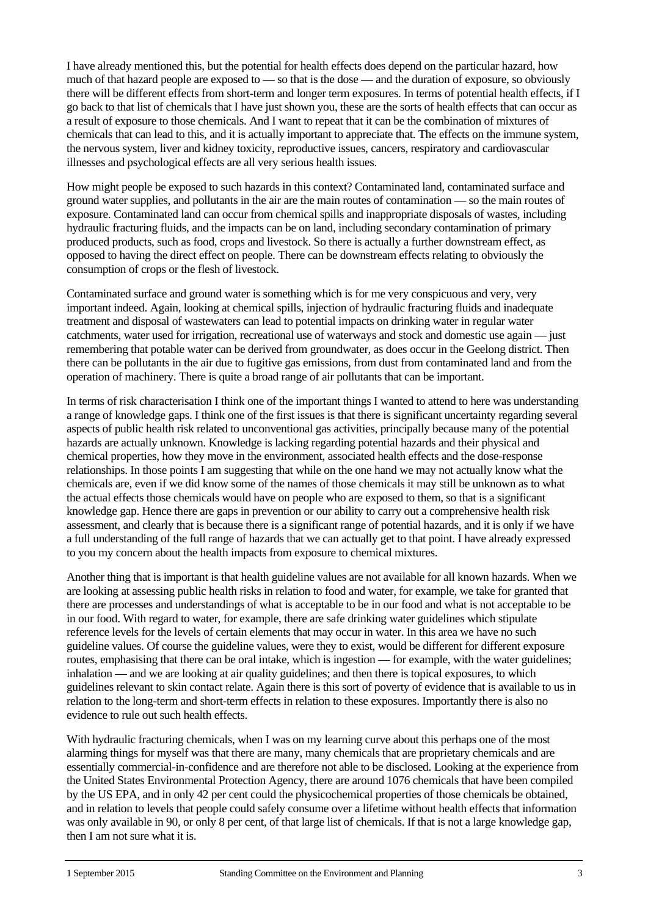I have already mentioned this, but the potential for health effects does depend on the particular hazard, how much of that hazard people are exposed to — so that is the dose — and the duration of exposure, so obviously there will be different effects from short-term and longer term exposures. In terms of potential health effects, if I go back to that list of chemicals that I have just shown you, these are the sorts of health effects that can occur as a result of exposure to those chemicals. And I want to repeat that it can be the combination of mixtures of chemicals that can lead to this, and it is actually important to appreciate that. The effects on the immune system, the nervous system, liver and kidney toxicity, reproductive issues, cancers, respiratory and cardiovascular illnesses and psychological effects are all very serious health issues.

How might people be exposed to such hazards in this context? Contaminated land, contaminated surface and ground water supplies, and pollutants in the air are the main routes of contamination — so the main routes of exposure. Contaminated land can occur from chemical spills and inappropriate disposals of wastes, including hydraulic fracturing fluids, and the impacts can be on land, including secondary contamination of primary produced products, such as food, crops and livestock. So there is actually a further downstream effect, as opposed to having the direct effect on people. There can be downstream effects relating to obviously the consumption of crops or the flesh of livestock.

Contaminated surface and ground water is something which is for me very conspicuous and very, very important indeed. Again, looking at chemical spills, injection of hydraulic fracturing fluids and inadequate treatment and disposal of wastewaters can lead to potential impacts on drinking water in regular water catchments, water used for irrigation, recreational use of waterways and stock and domestic use again — just remembering that potable water can be derived from groundwater, as does occur in the Geelong district. Then there can be pollutants in the air due to fugitive gas emissions, from dust from contaminated land and from the operation of machinery. There is quite a broad range of air pollutants that can be important.

In terms of risk characterisation I think one of the important things I wanted to attend to here was understanding a range of knowledge gaps. I think one of the first issues is that there is significant uncertainty regarding several aspects of public health risk related to unconventional gas activities, principally because many of the potential hazards are actually unknown. Knowledge is lacking regarding potential hazards and their physical and chemical properties, how they move in the environment, associated health effects and the dose-response relationships. In those points I am suggesting that while on the one hand we may not actually know what the chemicals are, even if we did know some of the names of those chemicals it may still be unknown as to what the actual effects those chemicals would have on people who are exposed to them, so that is a significant knowledge gap. Hence there are gaps in prevention or our ability to carry out a comprehensive health risk assessment, and clearly that is because there is a significant range of potential hazards, and it is only if we have a full understanding of the full range of hazards that we can actually get to that point. I have already expressed to you my concern about the health impacts from exposure to chemical mixtures.

Another thing that is important is that health guideline values are not available for all known hazards. When we are looking at assessing public health risks in relation to food and water, for example, we take for granted that there are processes and understandings of what is acceptable to be in our food and what is not acceptable to be in our food. With regard to water, for example, there are safe drinking water guidelines which stipulate reference levels for the levels of certain elements that may occur in water. In this area we have no such guideline values. Of course the guideline values, were they to exist, would be different for different exposure routes, emphasising that there can be oral intake, which is ingestion — for example, with the water guidelines; inhalation — and we are looking at air quality guidelines; and then there is topical exposures, to which guidelines relevant to skin contact relate. Again there is this sort of poverty of evidence that is available to us in relation to the long-term and short-term effects in relation to these exposures. Importantly there is also no evidence to rule out such health effects.

With hydraulic fracturing chemicals, when I was on my learning curve about this perhaps one of the most alarming things for myself was that there are many, many chemicals that are proprietary chemicals and are essentially commercial-in-confidence and are therefore not able to be disclosed. Looking at the experience from the United States Environmental Protection Agency, there are around 1076 chemicals that have been compiled by the US EPA, and in only 42 per cent could the physicochemical properties of those chemicals be obtained, and in relation to levels that people could safely consume over a lifetime without health effects that information was only available in 90, or only 8 per cent, of that large list of chemicals. If that is not a large knowledge gap, then I am not sure what it is.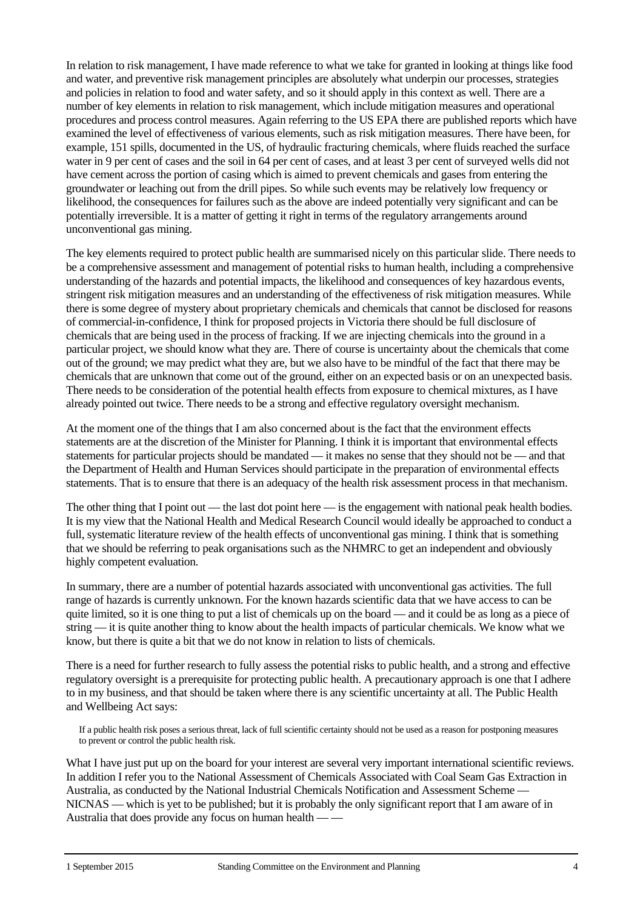In relation to risk management, I have made reference to what we take for granted in looking at things like food and water, and preventive risk management principles are absolutely what underpin our processes, strategies and policies in relation to food and water safety, and so it should apply in this context as well. There are a number of key elements in relation to risk management, which include mitigation measures and operational procedures and process control measures. Again referring to the US EPA there are published reports which have examined the level of effectiveness of various elements, such as risk mitigation measures. There have been, for example, 151 spills, documented in the US, of hydraulic fracturing chemicals, where fluids reached the surface water in 9 per cent of cases and the soil in 64 per cent of cases, and at least 3 per cent of surveyed wells did not have cement across the portion of casing which is aimed to prevent chemicals and gases from entering the groundwater or leaching out from the drill pipes. So while such events may be relatively low frequency or likelihood, the consequences for failures such as the above are indeed potentially very significant and can be potentially irreversible. It is a matter of getting it right in terms of the regulatory arrangements around unconventional gas mining.

The key elements required to protect public health are summarised nicely on this particular slide. There needs to be a comprehensive assessment and management of potential risks to human health, including a comprehensive understanding of the hazards and potential impacts, the likelihood and consequences of key hazardous events, stringent risk mitigation measures and an understanding of the effectiveness of risk mitigation measures. While there is some degree of mystery about proprietary chemicals and chemicals that cannot be disclosed for reasons of commercial-in-confidence, I think for proposed projects in Victoria there should be full disclosure of chemicals that are being used in the process of fracking. If we are injecting chemicals into the ground in a particular project, we should know what they are. There of course is uncertainty about the chemicals that come out of the ground; we may predict what they are, but we also have to be mindful of the fact that there may be chemicals that are unknown that come out of the ground, either on an expected basis or on an unexpected basis. There needs to be consideration of the potential health effects from exposure to chemical mixtures, as I have already pointed out twice. There needs to be a strong and effective regulatory oversight mechanism.

At the moment one of the things that I am also concerned about is the fact that the environment effects statements are at the discretion of the Minister for Planning. I think it is important that environmental effects statements for particular projects should be mandated — it makes no sense that they should not be — and that the Department of Health and Human Services should participate in the preparation of environmental effects statements. That is to ensure that there is an adequacy of the health risk assessment process in that mechanism.

The other thing that I point out — the last dot point here — is the engagement with national peak health bodies. It is my view that the National Health and Medical Research Council would ideally be approached to conduct a full, systematic literature review of the health effects of unconventional gas mining. I think that is something that we should be referring to peak organisations such as the NHMRC to get an independent and obviously highly competent evaluation.

In summary, there are a number of potential hazards associated with unconventional gas activities. The full range of hazards is currently unknown. For the known hazards scientific data that we have access to can be quite limited, so it is one thing to put a list of chemicals up on the board — and it could be as long as a piece of string — it is quite another thing to know about the health impacts of particular chemicals. We know what we know, but there is quite a bit that we do not know in relation to lists of chemicals.

There is a need for further research to fully assess the potential risks to public health, and a strong and effective regulatory oversight is a prerequisite for protecting public health. A precautionary approach is one that I adhere to in my business, and that should be taken where there is any scientific uncertainty at all. The Public Health and Wellbeing Act says:

> If a public health risk poses a serious threat, lack of full scientific certainty should not be used as a reason for postponing measures to prevent or control the public health risk.

What I have just put up on the board for your interest are several very important international scientific reviews. In addition I refer you to the National Assessment of Chemicals Associated with Coal Seam Gas Extraction in Australia, as conducted by the National Industrial Chemicals Notification and Assessment Scheme — NICNAS — which is yet to be published; but it is probably the only significant report that I am aware of in Australia that does provide any focus on human health — —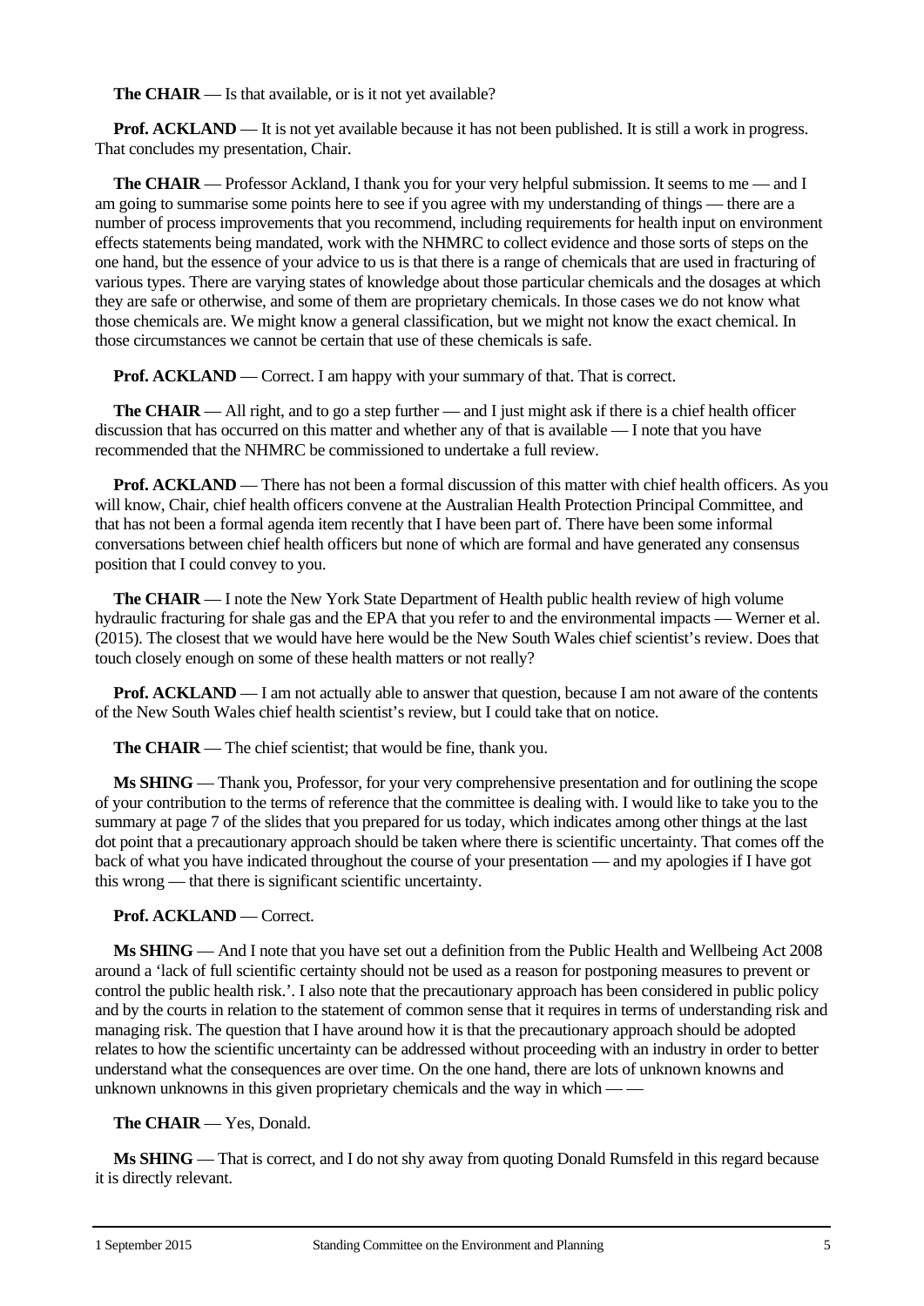**The CHAIR** — Is that available, or is it not yet available?

**Prof. ACKLAND** — It is not yet available because it has not been published. It is still a work in progress. That concludes my presentation, Chair.

**The CHAIR** — Professor Ackland, I thank you for your very helpful submission. It seems to me — and I am going to summarise some points here to see if you agree with my understanding of things — there are a number of process improvements that you recommend, including requirements for health input on environment effects statements being mandated, work with the NHMRC to collect evidence and those sorts of steps on the one hand, but the essence of your advice to us is that there is a range of chemicals that are used in fracturing of various types. There are varying states of knowledge about those particular chemicals and the dosages at which they are safe or otherwise, and some of them are proprietary chemicals. In those cases we do not know what those chemicals are. We might know a general classification, but we might not know the exact chemical. In those circumstances we cannot be certain that use of these chemicals is safe.

**Prof. ACKLAND** — Correct. I am happy with your summary of that. That is correct.

**The CHAIR** — All right, and to go a step further — and I just might ask if there is a chief health officer discussion that has occurred on this matter and whether any of that is available — I note that you have recommended that the NHMRC be commissioned to undertake a full review.

**Prof. ACKLAND** — There has not been a formal discussion of this matter with chief health officers. As you will know, Chair, chief health officers convene at the Australian Health Protection Principal Committee, and that has not been a formal agenda item recently that I have been part of. There have been some informal conversations between chief health officers but none of which are formal and have generated any consensus position that I could convey to you.

**The CHAIR** — I note the New York State Department of Health public health review of high volume hydraulic fracturing for shale gas and the EPA that you refer to and the environmental impacts — Werner et al. (2015). The closest that we would have here would be the New South Wales chief scientist's review. Does that touch closely enough on some of these health matters or not really?

**Prof. ACKLAND** — I am not actually able to answer that question, because I am not aware of the contents of the New South Wales chief health scientist's review, but I could take that on notice.

**The CHAIR** — The chief scientist; that would be fine, thank you.

**Ms SHING** — Thank you, Professor, for your very comprehensive presentation and for outlining the scope of your contribution to the terms of reference that the committee is dealing with. I would like to take you to the summary at page 7 of the slides that you prepared for us today, which indicates among other things at the last dot point that a precautionary approach should be taken where there is scientific uncertainty. That comes off the back of what you have indicated throughout the course of your presentation — and my apologies if I have got this wrong — that there is significant scientific uncertainty.

**Prof. ACKLAND** — Correct.

**Ms SHING** — And I note that you have set out a definition from the Public Health and Wellbeing Act 2008 around a 'lack of full scientific certainty should not be used as a reason for postponing measures to prevent or control the public health risk.'. I also note that the precautionary approach has been considered in public policy and by the courts in relation to the statement of common sense that it requires in terms of understanding risk and managing risk. The question that I have around how it is that the precautionary approach should be adopted relates to how the scientific uncertainty can be addressed without proceeding with an industry in order to better understand what the consequences are over time. On the one hand, there are lots of unknown knowns and unknown unknowns in this given proprietary chemicals and the way in which — —

**The CHAIR** — Yes, Donald.

**Ms SHING** — That is correct, and I do not shy away from quoting Donald Rumsfeld in this regard because it is directly relevant.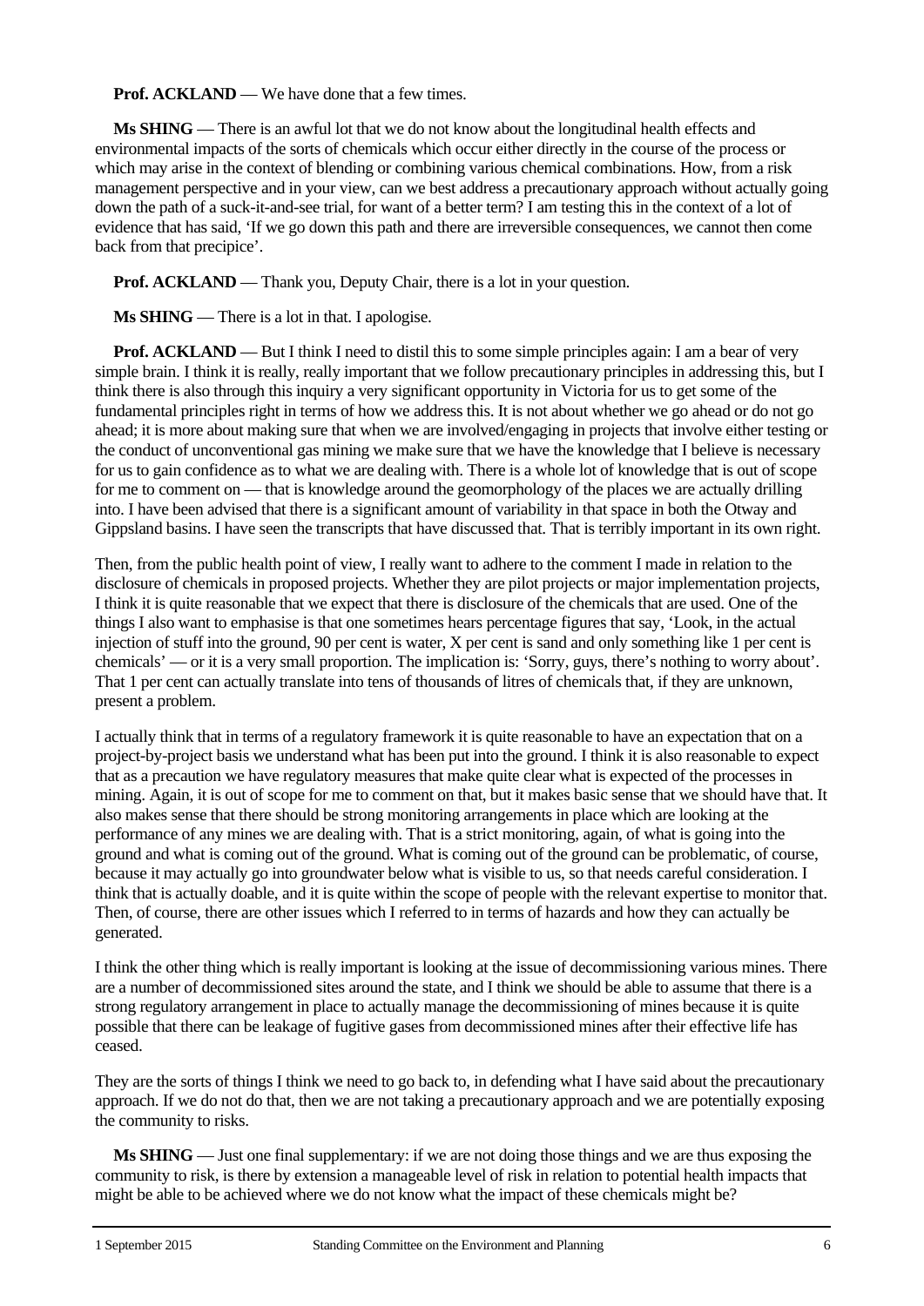**Prof. ACKLAND** — We have done that a few times.

**Ms SHING** — There is an awful lot that we do not know about the longitudinal health effects and environmental impacts of the sorts of chemicals which occur either directly in the course of the process or which may arise in the context of blending or combining various chemical combinations. How, from a risk management perspective and in your view, can we best address a precautionary approach without actually going down the path of a suck-it-and-see trial, for want of a better term? I am testing this in the context of a lot of evidence that has said, 'If we go down this path and there are irreversible consequences, we cannot then come back from that precipice'.

**Prof. ACKLAND** — Thank you, Deputy Chair, there is a lot in your question.

**Ms SHING** — There is a lot in that. I apologise.

**Prof. ACKLAND** — But I think I need to distil this to some simple principles again: I am a bear of very simple brain. I think it is really, really important that we follow precautionary principles in addressing this, but I think there is also through this inquiry a very significant opportunity in Victoria for us to get some of the fundamental principles right in terms of how we address this. It is not about whether we go ahead or do not go ahead; it is more about making sure that when we are involved/engaging in projects that involve either testing or the conduct of unconventional gas mining we make sure that we have the knowledge that I believe is necessary for us to gain confidence as to what we are dealing with. There is a whole lot of knowledge that is out of scope for me to comment on — that is knowledge around the geomorphology of the places we are actually drilling into. I have been advised that there is a significant amount of variability in that space in both the Otway and Gippsland basins. I have seen the transcripts that have discussed that. That is terribly important in its own right.

Then, from the public health point of view, I really want to adhere to the comment I made in relation to the disclosure of chemicals in proposed projects. Whether they are pilot projects or major implementation projects, I think it is quite reasonable that we expect that there is disclosure of the chemicals that are used. One of the things I also want to emphasise is that one sometimes hears percentage figures that say, 'Look, in the actual injection of stuff into the ground, 90 per cent is water, X per cent is sand and only something like 1 per cent is chemicals' — or it is a very small proportion. The implication is: 'Sorry, guys, there's nothing to worry about'. That 1 per cent can actually translate into tens of thousands of litres of chemicals that, if they are unknown, present a problem.

I actually think that in terms of a regulatory framework it is quite reasonable to have an expectation that on a project-by-project basis we understand what has been put into the ground. I think it is also reasonable to expect that as a precaution we have regulatory measures that make quite clear what is expected of the processes in mining. Again, it is out of scope for me to comment on that, but it makes basic sense that we should have that. It also makes sense that there should be strong monitoring arrangements in place which are looking at the performance of any mines we are dealing with. That is a strict monitoring, again, of what is going into the ground and what is coming out of the ground. What is coming out of the ground can be problematic, of course, because it may actually go into groundwater below what is visible to us, so that needs careful consideration. I think that is actually doable, and it is quite within the scope of people with the relevant expertise to monitor that. Then, of course, there are other issues which I referred to in terms of hazards and how they can actually be generated.

I think the other thing which is really important is looking at the issue of decommissioning various mines. There are a number of decommissioned sites around the state, and I think we should be able to assume that there is a strong regulatory arrangement in place to actually manage the decommissioning of mines because it is quite possible that there can be leakage of fugitive gases from decommissioned mines after their effective life has ceased.

They are the sorts of things I think we need to go back to, in defending what I have said about the precautionary approach. If we do not do that, then we are not taking a precautionary approach and we are potentially exposing the community to risks.

**Ms SHING** — Just one final supplementary: if we are not doing those things and we are thus exposing the community to risk, is there by extension a manageable level of risk in relation to potential health impacts that might be able to be achieved where we do not know what the impact of these chemicals might be?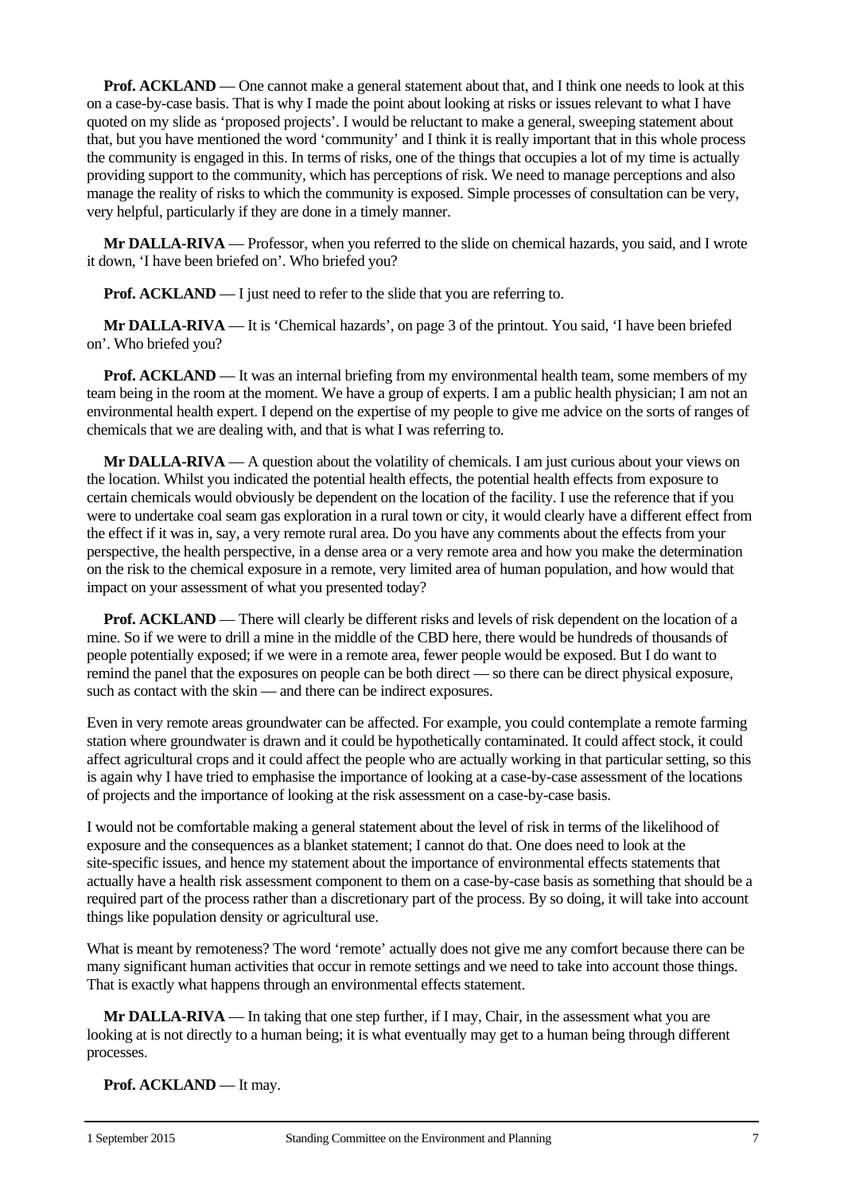**Prof. ACKLAND** — One cannot make a general statement about that, and I think one needs to look at this on a case-by-case basis. That is why I made the point about looking at risks or issues relevant to what I have quoted on my slide as 'proposed projects'. I would be reluctant to make a general, sweeping statement about that, but you have mentioned the word 'community' and I think it is really important that in this whole process the community is engaged in this. In terms of risks, one of the things that occupies a lot of my time is actually providing support to the community, which has perceptions of risk. We need to manage perceptions and also manage the reality of risks to which the community is exposed. Simple processes of consultation can be very, very helpful, particularly if they are done in a timely manner.

**Mr DALLA-RIVA** — Professor, when you referred to the slide on chemical hazards, you said, and I wrote it down, 'I have been briefed on'. Who briefed you?

**Prof. ACKLAND** — I just need to refer to the slide that you are referring to.

**Mr DALLA-RIVA** — It is 'Chemical hazards', on page 3 of the printout. You said, 'I have been briefed on'. Who briefed you?

**Prof. ACKLAND** — It was an internal briefing from my environmental health team, some members of my team being in the room at the moment. We have a group of experts. I am a public health physician; I am not an environmental health expert. I depend on the expertise of my people to give me advice on the sorts of ranges of chemicals that we are dealing with, and that is what I was referring to.

**Mr DALLA-RIVA** — A question about the volatility of chemicals. I am just curious about your views on the location. Whilst you indicated the potential health effects, the potential health effects from exposure to certain chemicals would obviously be dependent on the location of the facility. I use the reference that if you were to undertake coal seam gas exploration in a rural town or city, it would clearly have a different effect from the effect if it was in, say, a very remote rural area. Do you have any comments about the effects from your perspective, the health perspective, in a dense area or a very remote area and how you make the determination on the risk to the chemical exposure in a remote, very limited area of human population, and how would that impact on your assessment of what you presented today?

**Prof. ACKLAND** — There will clearly be different risks and levels of risk dependent on the location of a mine. So if we were to drill a mine in the middle of the CBD here, there would be hundreds of thousands of people potentially exposed; if we were in a remote area, fewer people would be exposed. But I do want to remind the panel that the exposures on people can be both direct — so there can be direct physical exposure, such as contact with the skin — and there can be indirect exposures.

Even in very remote areas groundwater can be affected. For example, you could contemplate a remote farming station where groundwater is drawn and it could be hypothetically contaminated. It could affect stock, it could affect agricultural crops and it could affect the people who are actually working in that particular setting, so this is again why I have tried to emphasise the importance of looking at a case-by-case assessment of the locations of projects and the importance of looking at the risk assessment on a case-by-case basis.

I would not be comfortable making a general statement about the level of risk in terms of the likelihood of exposure and the consequences as a blanket statement; I cannot do that. One does need to look at the site-specific issues, and hence my statement about the importance of environmental effects statements that actually have a health risk assessment component to them on a case-by-case basis as something that should be a required part of the process rather than a discretionary part of the process. By so doing, it will take into account things like population density or agricultural use.

What is meant by remoteness? The word 'remote' actually does not give me any comfort because there can be many significant human activities that occur in remote settings and we need to take into account those things. That is exactly what happens through an environmental effects statement.

**Mr DALLA-RIVA** — In taking that one step further, if I may, Chair, in the assessment what you are looking at is not directly to a human being; it is what eventually may get to a human being through different processes.

**Prof. ACKLAND** — It may.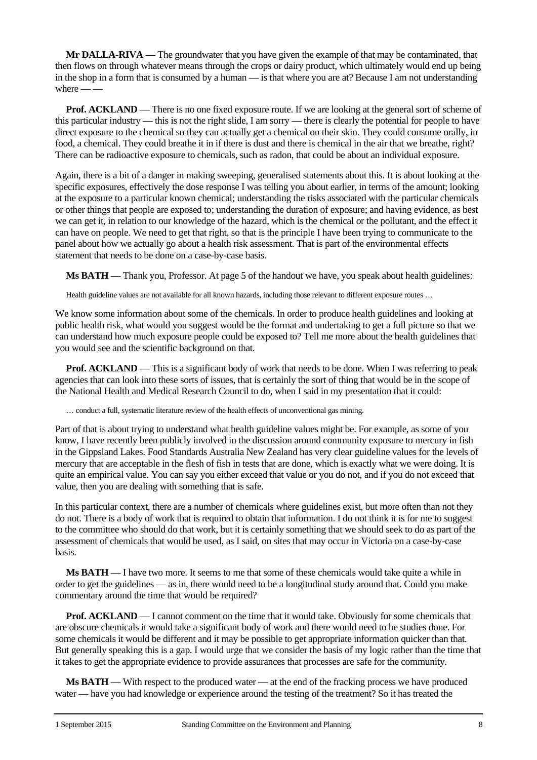**Mr DALLA-RIVA** — The groundwater that you have given the example of that may be contaminated, that then flows on through whatever means through the crops or dairy product, which ultimately would end up being in the shop in a form that is consumed by a human — is that where you are at? Because I am not understanding where — —

**Prof. ACKLAND** — There is no one fixed exposure route. If we are looking at the general sort of scheme of this particular industry — this is not the right slide, I am sorry — there is clearly the potential for people to have direct exposure to the chemical so they can actually get a chemical on their skin. They could consume orally, in food, a chemical. They could breathe it in if there is dust and there is chemical in the air that we breathe, right? There can be radioactive exposure to chemicals, such as radon, that could be about an individual exposure.

Again, there is a bit of a danger in making sweeping, generalised statements about this. It is about looking at the specific exposures, effectively the dose response I was telling you about earlier, in terms of the amount; looking at the exposure to a particular known chemical; understanding the risks associated with the particular chemicals or other things that people are exposed to; understanding the duration of exposure; and having evidence, as best we can get it, in relation to our knowledge of the hazard, which is the chemical or the pollutant, and the effect it can have on people. We need to get that right, so that is the principle I have been trying to communicate to the panel about how we actually go about a health risk assessment. That is part of the environmental effects statement that needs to be done on a case-by-case basis.

**Ms BATH** — Thank you, Professor. At page 5 of the handout we have, you speak about health guidelines:

> Health guideline values are not available for all known hazards, including those relevant to different exposure routes …

We know some information about some of the chemicals. In order to produce health guidelines and looking at public health risk, what would you suggest would be the format and undertaking to get a full picture so that we can understand how much exposure people could be exposed to? Tell me more about the health guidelines that you would see and the scientific background on that.

**Prof. ACKLAND** — This is a significant body of work that needs to be done. When I was referring to peak agencies that can look into these sorts of issues, that is certainly the sort of thing that would be in the scope of the National Health and Medical Research Council to do, when I said in my presentation that it could:

> … conduct a full, systematic literature review of the health effects of unconventional gas mining.

Part of that is about trying to understand what health guideline values might be. For example, as some of you know, I have recently been publicly involved in the discussion around community exposure to mercury in fish in the Gippsland Lakes. Food Standards Australia New Zealand has very clear guideline values for the levels of mercury that are acceptable in the flesh of fish in tests that are done, which is exactly what we were doing. It is quite an empirical value. You can say you either exceed that value or you do not, and if you do not exceed that value, then you are dealing with something that is safe.

In this particular context, there are a number of chemicals where guidelines exist, but more often than not they do not. There is a body of work that is required to obtain that information. I do not think it is for me to suggest to the committee who should do that work, but it is certainly something that we should seek to do as part of the assessment of chemicals that would be used, as I said, on sites that may occur in Victoria on a case-by-case basis.

**Ms BATH** — I have two more. It seems to me that some of these chemicals would take quite a while in order to get the guidelines — as in, there would need to be a longitudinal study around that. Could you make commentary around the time that would be required?

**Prof. ACKLAND** — I cannot comment on the time that it would take. Obviously for some chemicals that are obscure chemicals it would take a significant body of work and there would need to be studies done. For some chemicals it would be different and it may be possible to get appropriate information quicker than that. But generally speaking this is a gap. I would urge that we consider the basis of my logic rather than the time that it takes to get the appropriate evidence to provide assurances that processes are safe for the community.

**Ms BATH** — With respect to the produced water — at the end of the fracking process we have produced water — have you had knowledge or experience around the testing of the treatment? So it has treated the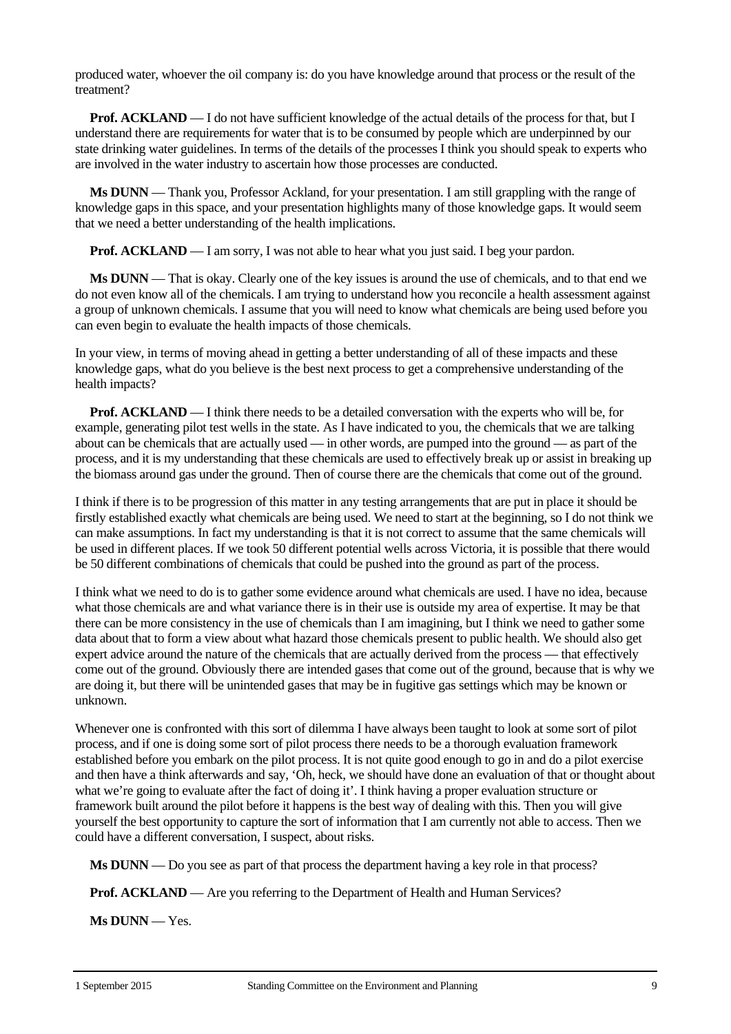produced water, whoever the oil company is: do you have knowledge around that process or the result of the treatment?

**Prof. ACKLAND** — I do not have sufficient knowledge of the actual details of the process for that, but I understand there are requirements for water that is to be consumed by people which are underpinned by our state drinking water guidelines. In terms of the details of the processes I think you should speak to experts who are involved in the water industry to ascertain how those processes are conducted.

**Ms DUNN** — Thank you, Professor Ackland, for your presentation. I am still grappling with the range of knowledge gaps in this space, and your presentation highlights many of those knowledge gaps. It would seem that we need a better understanding of the health implications.

**Prof. ACKLAND** — I am sorry, I was not able to hear what you just said. I beg your pardon.

**Ms DUNN** — That is okay. Clearly one of the key issues is around the use of chemicals, and to that end we do not even know all of the chemicals. I am trying to understand how you reconcile a health assessment against a group of unknown chemicals. I assume that you will need to know what chemicals are being used before you can even begin to evaluate the health impacts of those chemicals.

In your view, in terms of moving ahead in getting a better understanding of all of these impacts and these knowledge gaps, what do you believe is the best next process to get a comprehensive understanding of the health impacts?

**Prof. ACKLAND** — I think there needs to be a detailed conversation with the experts who will be, for example, generating pilot test wells in the state. As I have indicated to you, the chemicals that we are talking about can be chemicals that are actually used — in other words, are pumped into the ground — as part of the process, and it is my understanding that these chemicals are used to effectively break up or assist in breaking up the biomass around gas under the ground. Then of course there are the chemicals that come out of the ground.

I think if there is to be progression of this matter in any testing arrangements that are put in place it should be firstly established exactly what chemicals are being used. We need to start at the beginning, so I do not think we can make assumptions. In fact my understanding is that it is not correct to assume that the same chemicals will be used in different places. If we took 50 different potential wells across Victoria, it is possible that there would be 50 different combinations of chemicals that could be pushed into the ground as part of the process.

I think what we need to do is to gather some evidence around what chemicals are used. I have no idea, because what those chemicals are and what variance there is in their use is outside my area of expertise. It may be that there can be more consistency in the use of chemicals than I am imagining, but I think we need to gather some data about that to form a view about what hazard those chemicals present to public health. We should also get expert advice around the nature of the chemicals that are actually derived from the process — that effectively come out of the ground. Obviously there are intended gases that come out of the ground, because that is why we are doing it, but there will be unintended gases that may be in fugitive gas settings which may be known or unknown.

Whenever one is confronted with this sort of dilemma I have always been taught to look at some sort of pilot process, and if one is doing some sort of pilot process there needs to be a thorough evaluation framework established before you embark on the pilot process. It is not quite good enough to go in and do a pilot exercise and then have a think afterwards and say, 'Oh, heck, we should have done an evaluation of that or thought about what we're going to evaluate after the fact of doing it'. I think having a proper evaluation structure or framework built around the pilot before it happens is the best way of dealing with this. Then you will give yourself the best opportunity to capture the sort of information that I am currently not able to access. Then we could have a different conversation, I suspect, about risks.

**Ms DUNN** — Do you see as part of that process the department having a key role in that process?

**Prof. ACKLAND** — Are you referring to the Department of Health and Human Services?

**Ms DUNN** — Yes.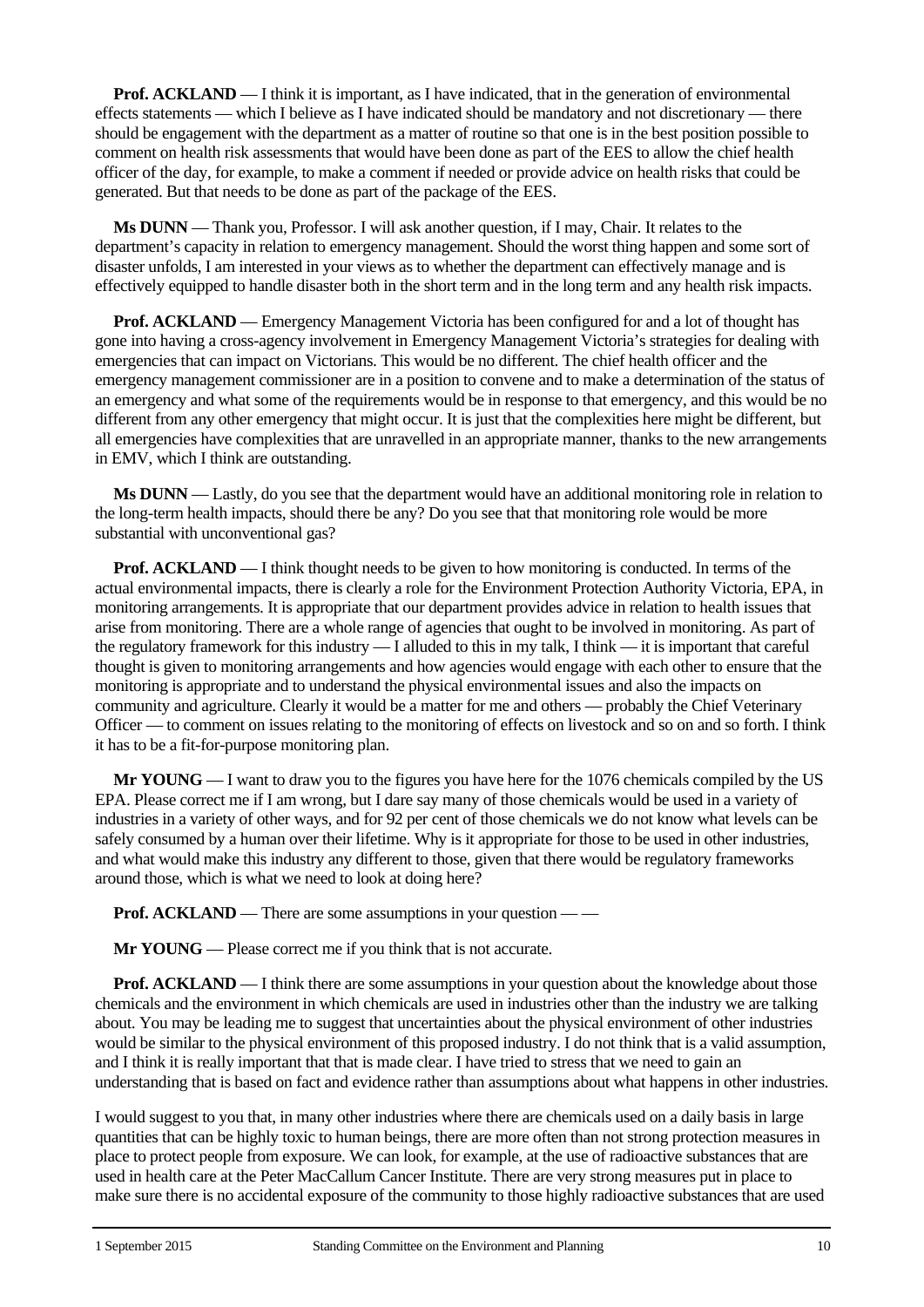**Prof. ACKLAND** — I think it is important, as I have indicated, that in the generation of environmental effects statements — which I believe as I have indicated should be mandatory and not discretionary — there should be engagement with the department as a matter of routine so that one is in the best position possible to comment on health risk assessments that would have been done as part of the EES to allow the chief health officer of the day, for example, to make a comment if needed or provide advice on health risks that could be generated. But that needs to be done as part of the package of the EES.

**Ms DUNN** — Thank you, Professor. I will ask another question, if I may, Chair. It relates to the department's capacity in relation to emergency management. Should the worst thing happen and some sort of disaster unfolds, I am interested in your views as to whether the department can effectively manage and is effectively equipped to handle disaster both in the short term and in the long term and any health risk impacts.

**Prof. ACKLAND** — Emergency Management Victoria has been configured for and a lot of thought has gone into having a cross-agency involvement in Emergency Management Victoria's strategies for dealing with emergencies that can impact on Victorians. This would be no different. The chief health officer and the emergency management commissioner are in a position to convene and to make a determination of the status of an emergency and what some of the requirements would be in response to that emergency, and this would be no different from any other emergency that might occur. It is just that the complexities here might be different, but all emergencies have complexities that are unravelled in an appropriate manner, thanks to the new arrangements in EMV, which I think are outstanding.

**Ms DUNN** — Lastly, do you see that the department would have an additional monitoring role in relation to the long-term health impacts, should there be any? Do you see that that monitoring role would be more substantial with unconventional gas?

**Prof. ACKLAND** — I think thought needs to be given to how monitoring is conducted. In terms of the actual environmental impacts, there is clearly a role for the Environment Protection Authority Victoria, EPA, in monitoring arrangements. It is appropriate that our department provides advice in relation to health issues that arise from monitoring. There are a whole range of agencies that ought to be involved in monitoring. As part of the regulatory framework for this industry — I alluded to this in my talk, I think — it is important that careful thought is given to monitoring arrangements and how agencies would engage with each other to ensure that the monitoring is appropriate and to understand the physical environmental issues and also the impacts on community and agriculture. Clearly it would be a matter for me and others — probably the Chief Veterinary Officer — to comment on issues relating to the monitoring of effects on livestock and so on and so forth. I think it has to be a fit-for-purpose monitoring plan.

**Mr YOUNG** — I want to draw you to the figures you have here for the 1076 chemicals compiled by the US EPA. Please correct me if I am wrong, but I dare say many of those chemicals would be used in a variety of industries in a variety of other ways, and for 92 per cent of those chemicals we do not know what levels can be safely consumed by a human over their lifetime. Why is it appropriate for those to be used in other industries, and what would make this industry any different to those, given that there would be regulatory frameworks around those, which is what we need to look at doing here?

**Prof. ACKLAND** — There are some assumptions in your question — —

**Mr YOUNG** — Please correct me if you think that is not accurate.

**Prof. ACKLAND** — I think there are some assumptions in your question about the knowledge about those chemicals and the environment in which chemicals are used in industries other than the industry we are talking about. You may be leading me to suggest that uncertainties about the physical environment of other industries would be similar to the physical environment of this proposed industry. I do not think that is a valid assumption, and I think it is really important that that is made clear. I have tried to stress that we need to gain an understanding that is based on fact and evidence rather than assumptions about what happens in other industries.

I would suggest to you that, in many other industries where there are chemicals used on a daily basis in large quantities that can be highly toxic to human beings, there are more often than not strong protection measures in place to protect people from exposure. We can look, for example, at the use of radioactive substances that are used in health care at the Peter MacCallum Cancer Institute. There are very strong measures put in place to make sure there is no accidental exposure of the community to those highly radioactive substances that are used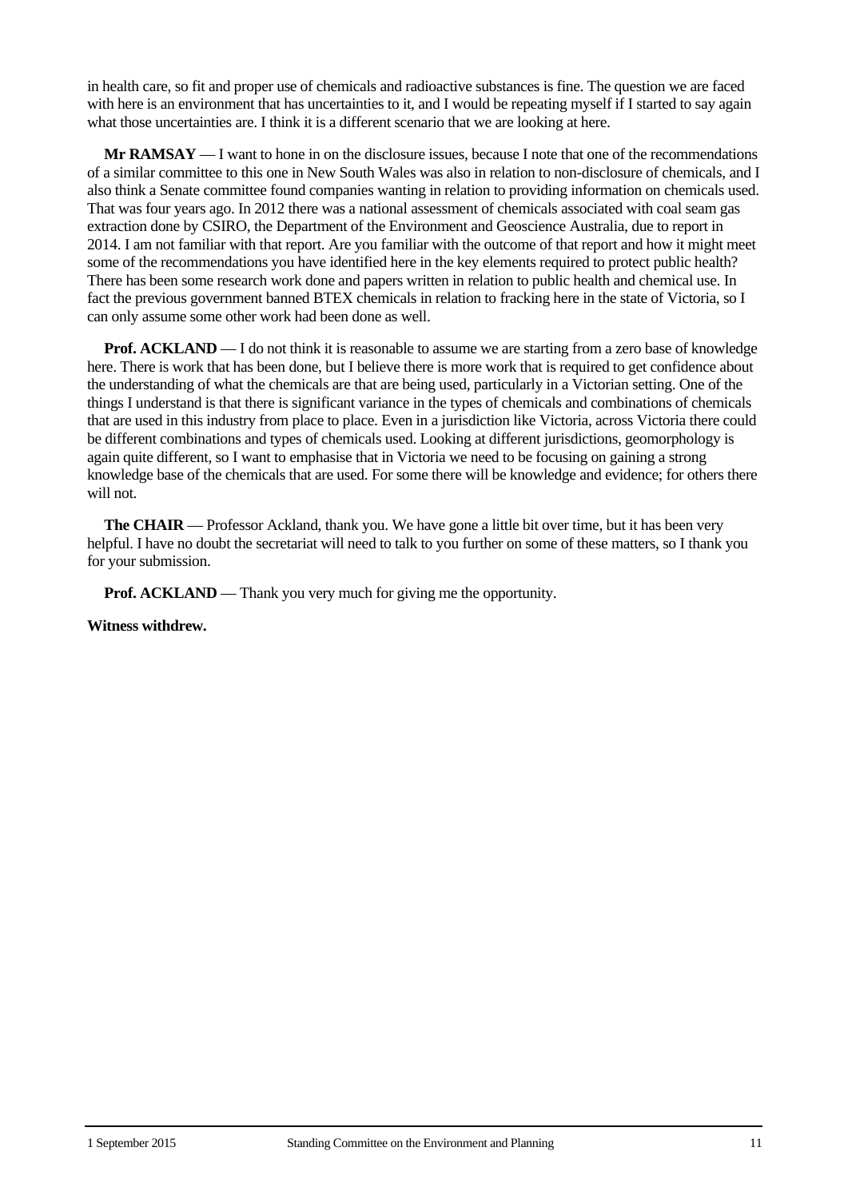in health care, so fit and proper use of chemicals and radioactive substances is fine. The question we are faced with here is an environment that has uncertainties to it, and I would be repeating myself if I started to say again what those uncertainties are. I think it is a different scenario that we are looking at here.

**Mr RAMSAY** — I want to hone in on the disclosure issues, because I note that one of the recommendations of a similar committee to this one in New South Wales was also in relation to non-disclosure of chemicals, and I also think a Senate committee found companies wanting in relation to providing information on chemicals used. That was four years ago. In 2012 there was a national assessment of chemicals associated with coal seam gas extraction done by CSIRO, the Department of the Environment and Geoscience Australia, due to report in 2014. I am not familiar with that report. Are you familiar with the outcome of that report and how it might meet some of the recommendations you have identified here in the key elements required to protect public health? There has been some research work done and papers written in relation to public health and chemical use. In fact the previous government banned BTEX chemicals in relation to fracking here in the state of Victoria, so I can only assume some other work had been done as well.

**Prof. ACKLAND** — I do not think it is reasonable to assume we are starting from a zero base of knowledge here. There is work that has been done, but I believe there is more work that is required to get confidence about the understanding of what the chemicals are that are being used, particularly in a Victorian setting. One of the things I understand is that there is significant variance in the types of chemicals and combinations of chemicals that are used in this industry from place to place. Even in a jurisdiction like Victoria, across Victoria there could be different combinations and types of chemicals used. Looking at different jurisdictions, geomorphology is again quite different, so I want to emphasise that in Victoria we need to be focusing on gaining a strong knowledge base of the chemicals that are used. For some there will be knowledge and evidence; for others there will not.

**The CHAIR** — Professor Ackland, thank you. We have gone a little bit over time, but it has been very helpful. I have no doubt the secretariat will need to talk to you further on some of these matters, so I thank you for your submission.

**Prof. ACKLAND** — Thank you very much for giving me the opportunity.

**Witness withdrew.**